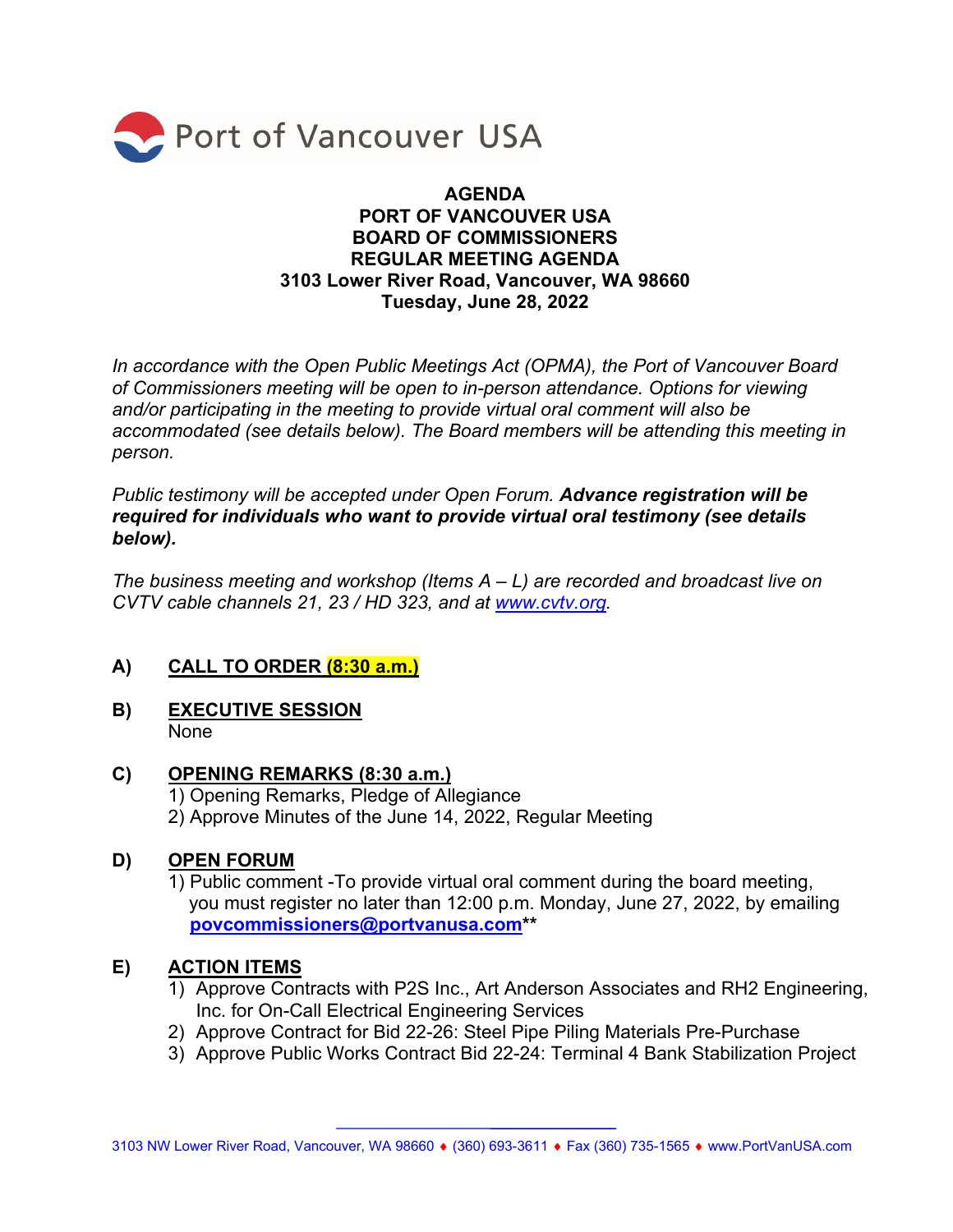Port of Vancouver USA

# AGENDA
## PORT OF VANCOUVER USA
## BOARD OF COMMISSIONERS
## REGULAR MEETING AGENDA
## 3103 Lower River Road, Vancouver, WA 98660
## Tuesday, June 28, 2022

*In accordance with the Open Public Meetings Act (OPMA), the Port of Vancouver Board of Commissioners meeting will be open to in-person attendance. Options for viewing and/or participating in the meeting to provide virtual oral comment will also be accommodated (see details below). The Board members will be attending this meeting in person.*

*Public testimony will be accepted under Open Forum.* ***Advance registration will be required for individuals who want to provide virtual oral testimony (see details below).***

*The business meeting and workshop (Items A – L) are recorded and broadcast live on CVTV cable channels 21, 23 / HD 323, and at [www.cvtv.org](http://www.cvtv.org).*

**A) CALL TO ORDER (8:30 a.m.)**

**B) EXECUTIVE SESSION**
None

**C) OPENING REMARKS (8:30 a.m.)**
1) Opening Remarks, Pledge of Allegiance
2) Approve Minutes of the June 14, 2022, Regular Meeting

**D) OPEN FORUM**
1) Public comment -To provide virtual oral comment during the board meeting, you must register no later than 12:00 p.m. Monday, June 27, 2022, by emailing **povcommissioners@portvanusa.com****

**E) ACTION ITEMS**
1) Approve Contracts with P2S Inc., Art Anderson Associates and RH2 Engineering, Inc. for On-Call Electrical Engineering Services
2) Approve Contract for Bid 22-26: Steel Pipe Piling Materials Pre-Purchase
3) Approve Public Works Contract Bid 22-24: Terminal 4 Bank Stabilization Project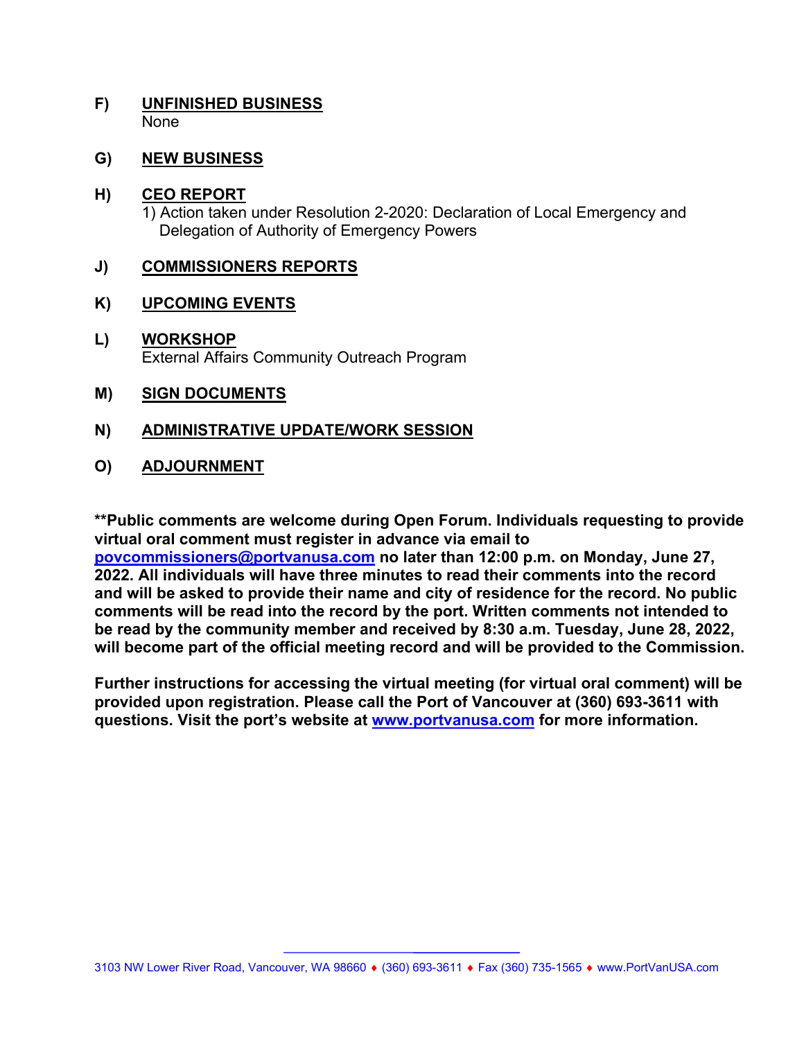**F) UNFINISHED BUSINESS**
None

**G) NEW BUSINESS**

**H) CEO REPORT**
1) Action taken under Resolution 2-2020: Declaration of Local Emergency and Delegation of Authority of Emergency Powers

**J) COMMISSIONERS REPORTS**

**K) UPCOMING EVENTS**

**L) WORKSHOP**
External Affairs Community Outreach Program

**M) SIGN DOCUMENTS**

**N) ADMINISTRATIVE UPDATE/WORK SESSION**

**O) ADJOURNMENT**

****Public comments are welcome during Open Forum. Individuals requesting to provide virtual oral comment must register in advance via email to povcommissioners@portvanusa.com no later than 12:00 p.m. on Monday, June 27, 2022. All individuals will have three minutes to read their comments into the record and will be asked to provide their name and city of residence for the record. No public comments will be read into the record by the port. Written comments not intended to be read by the community member and received by 8:30 a.m. Tuesday, June 28, 2022, will become part of the official meeting record and will be provided to the Commission.**

**Further instructions for accessing the virtual meeting (for virtual oral comment) will be provided upon registration. Please call the Port of Vancouver at (360) 693-3611 with questions. Visit the port's website at www.portvanusa.com for more information.**

3103 NW Lower River Road, Vancouver, WA 98660 ♦ (360) 693-3611 ♦ Fax (360) 735-1565 ♦ www.PortVanUSA.com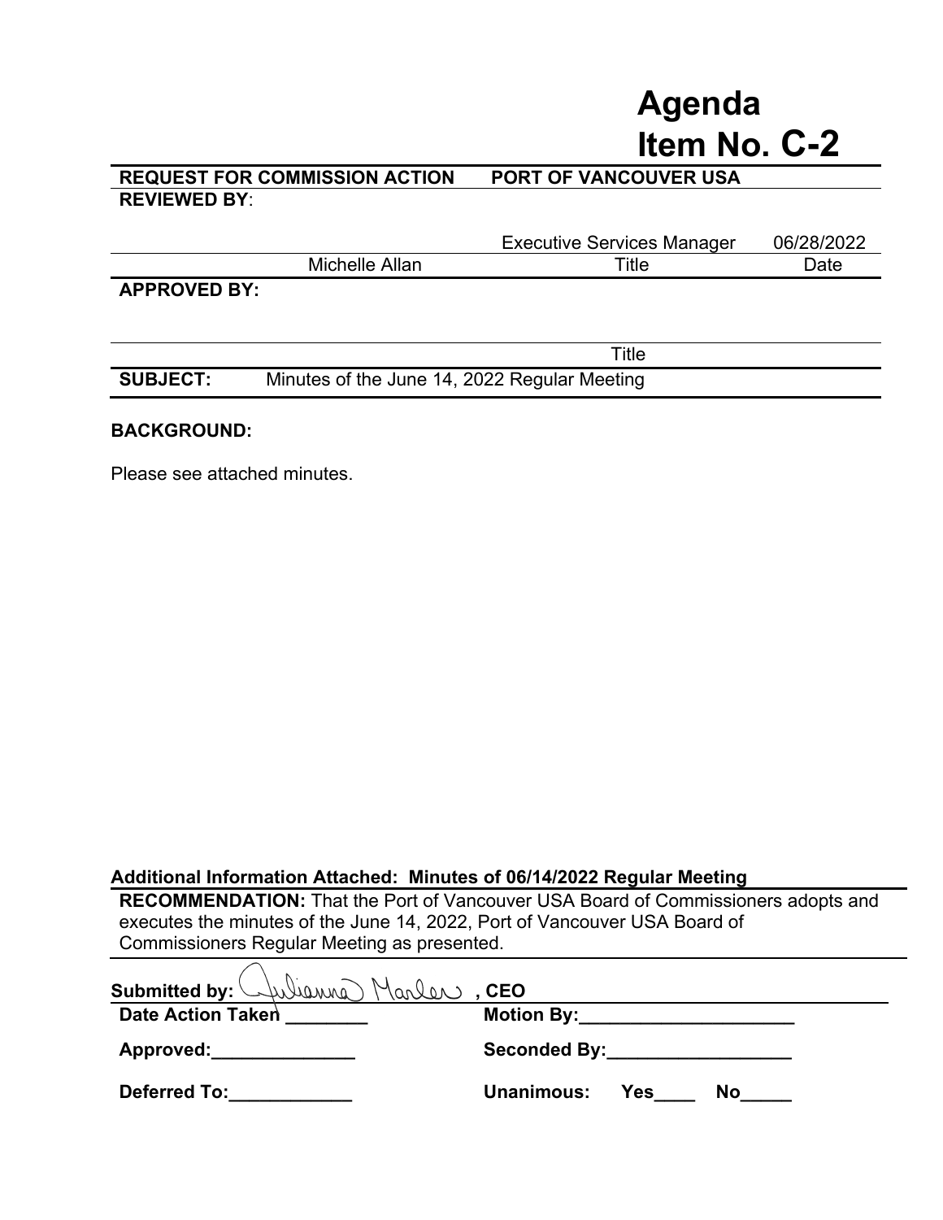# Agenda Item No. C-2

| **REQUEST FOR COMMISSION ACTION** | **PORT OF VANCOUVER USA** | |
|---|---|---|
| **REVIEWED BY**: | | |
| | Executive Services Manager | 06/28/2022 |
| Michelle Allan | Title | Date |
| **APPROVED BY:** | | |
| | Title | |

**SUBJECT:** Minutes of the June 14, 2022 Regular Meeting

**BACKGROUND:**

Please see attached minutes.

**Additional Information Attached: Minutes of 06/14/2022 Regular Meeting**

**RECOMMENDATION:** That the Port of Vancouver USA Board of Commissioners adopts and executes the minutes of the June 14, 2022, Port of Vancouver USA Board of Commissioners Regular Meeting as presented.

**Submitted by:** Julianna Marler **, CEO**

**Date Action Taken** ________ **Motion By:**_____________________

**Approved:**______________ **Seconded By:**__________________

**Deferred To:**____________ **Unanimous: Yes**____ **No**_____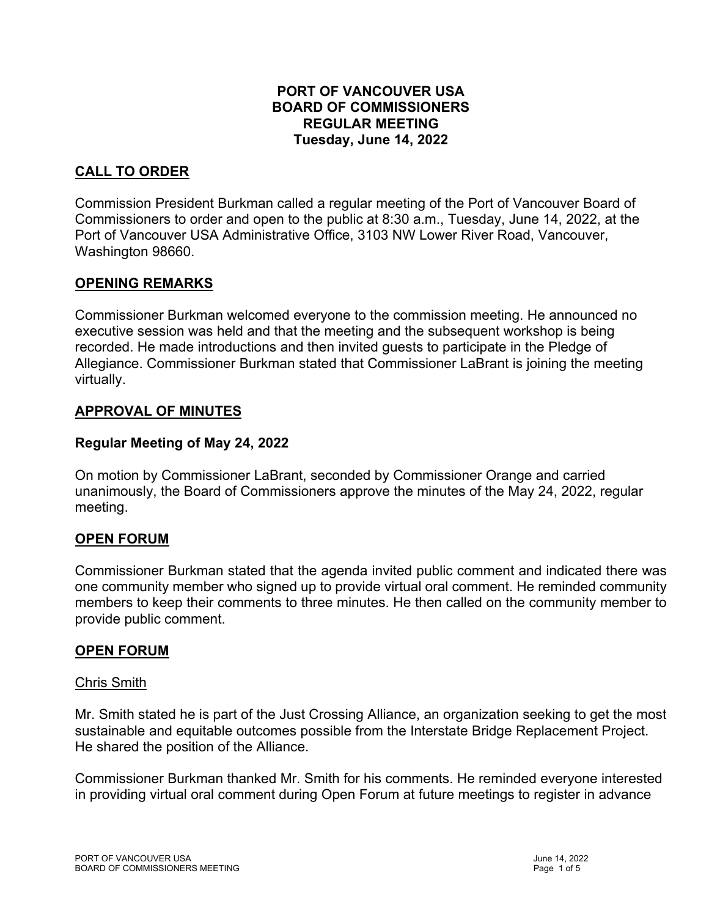# PORT OF VANCOUVER USA
# BOARD OF COMMISSIONERS
# REGULAR MEETING
# Tuesday, June 14, 2022

## CALL TO ORDER

Commission President Burkman called a regular meeting of the Port of Vancouver Board of Commissioners to order and open to the public at 8:30 a.m., Tuesday, June 14, 2022, at the Port of Vancouver USA Administrative Office, 3103 NW Lower River Road, Vancouver, Washington 98660.

## OPENING REMARKS

Commissioner Burkman welcomed everyone to the commission meeting. He announced no executive session was held and that the meeting and the subsequent workshop is being recorded. He made introductions and then invited guests to participate in the Pledge of Allegiance. Commissioner Burkman stated that Commissioner LaBrant is joining the meeting virtually.

## APPROVAL OF MINUTES

### Regular Meeting of May 24, 2022

On motion by Commissioner LaBrant, seconded by Commissioner Orange and carried unanimously, the Board of Commissioners approve the minutes of the May 24, 2022, regular meeting.

## OPEN FORUM

Commissioner Burkman stated that the agenda invited public comment and indicated there was one community member who signed up to provide virtual oral comment. He reminded community members to keep their comments to three minutes. He then called on the community member to provide public comment.

## OPEN FORUM

Chris Smith

Mr. Smith stated he is part of the Just Crossing Alliance, an organization seeking to get the most sustainable and equitable outcomes possible from the Interstate Bridge Replacement Project. He shared the position of the Alliance.

Commissioner Burkman thanked Mr. Smith for his comments. He reminded everyone interested in providing virtual oral comment during Open Forum at future meetings to register in advance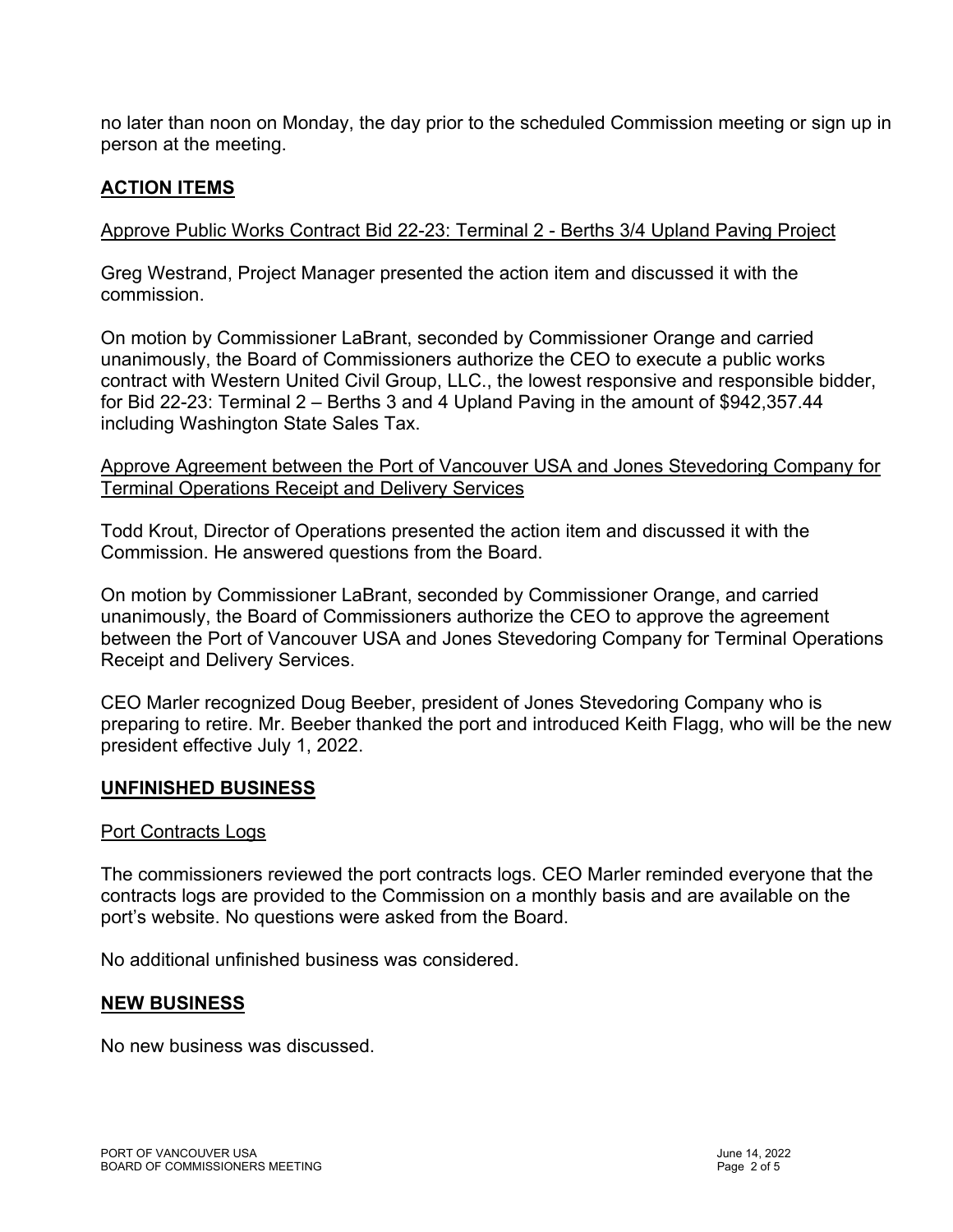no later than noon on Monday, the day prior to the scheduled Commission meeting or sign up in person at the meeting.

## ACTION ITEMS

Approve Public Works Contract Bid 22-23: Terminal 2 - Berths 3/4 Upland Paving Project

Greg Westrand, Project Manager presented the action item and discussed it with the commission.

On motion by Commissioner LaBrant, seconded by Commissioner Orange and carried unanimously, the Board of Commissioners authorize the CEO to execute a public works contract with Western United Civil Group, LLC., the lowest responsive and responsible bidder, for Bid 22-23: Terminal 2 – Berths 3 and 4 Upland Paving in the amount of $942,357.44 including Washington State Sales Tax.

Approve Agreement between the Port of Vancouver USA and Jones Stevedoring Company for Terminal Operations Receipt and Delivery Services

Todd Krout, Director of Operations presented the action item and discussed it with the Commission. He answered questions from the Board.

On motion by Commissioner LaBrant, seconded by Commissioner Orange, and carried unanimously, the Board of Commissioners authorize the CEO to approve the agreement between the Port of Vancouver USA and Jones Stevedoring Company for Terminal Operations Receipt and Delivery Services.

CEO Marler recognized Doug Beeber, president of Jones Stevedoring Company who is preparing to retire. Mr. Beeber thanked the port and introduced Keith Flagg, who will be the new president effective July 1, 2022.

## UNFINISHED BUSINESS

Port Contracts Logs

The commissioners reviewed the port contracts logs. CEO Marler reminded everyone that the contracts logs are provided to the Commission on a monthly basis and are available on the port's website. No questions were asked from the Board.

No additional unfinished business was considered.

## NEW BUSINESS

No new business was discussed.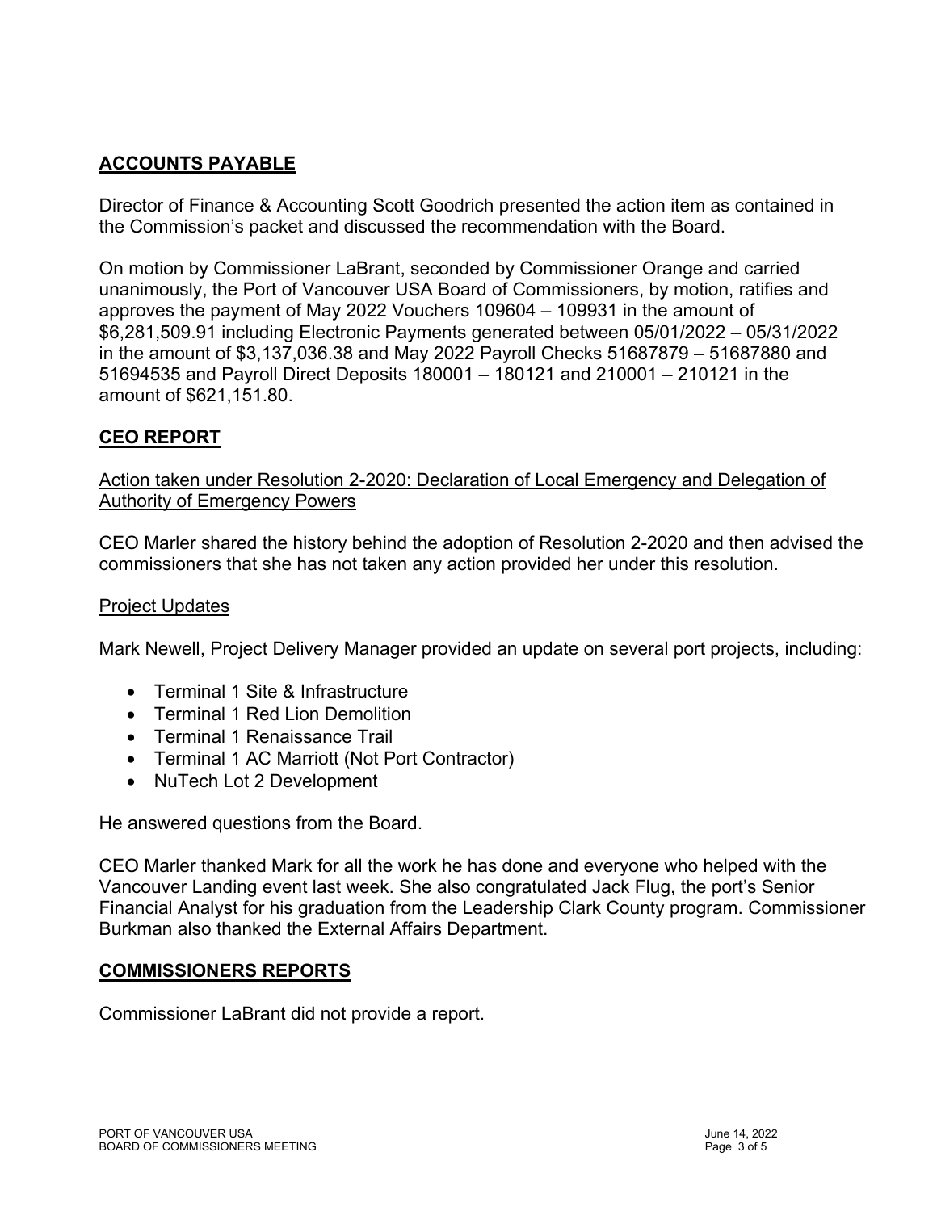## ACCOUNTS PAYABLE

Director of Finance & Accounting Scott Goodrich presented the action item as contained in the Commission's packet and discussed the recommendation with the Board.

On motion by Commissioner LaBrant, seconded by Commissioner Orange and carried unanimously, the Port of Vancouver USA Board of Commissioners, by motion, ratifies and approves the payment of May 2022 Vouchers 109604 – 109931 in the amount of $6,281,509.91 including Electronic Payments generated between 05/01/2022 – 05/31/2022 in the amount of $3,137,036.38 and May 2022 Payroll Checks 51687879 – 51687880 and 51694535 and Payroll Direct Deposits 180001 – 180121 and 210001 – 210121 in the amount of $621,151.80.

## CEO REPORT

Action taken under Resolution 2-2020: Declaration of Local Emergency and Delegation of Authority of Emergency Powers

CEO Marler shared the history behind the adoption of Resolution 2-2020 and then advised the commissioners that she has not taken any action provided her under this resolution.

Project Updates

Mark Newell, Project Delivery Manager provided an update on several port projects, including:

- Terminal 1 Site & Infrastructure
- Terminal 1 Red Lion Demolition
- Terminal 1 Renaissance Trail
- Terminal 1 AC Marriott (Not Port Contractor)
- NuTech Lot 2 Development

He answered questions from the Board.

CEO Marler thanked Mark for all the work he has done and everyone who helped with the Vancouver Landing event last week. She also congratulated Jack Flug, the port's Senior Financial Analyst for his graduation from the Leadership Clark County program. Commissioner Burkman also thanked the External Affairs Department.

## COMMISSIONERS REPORTS

Commissioner LaBrant did not provide a report.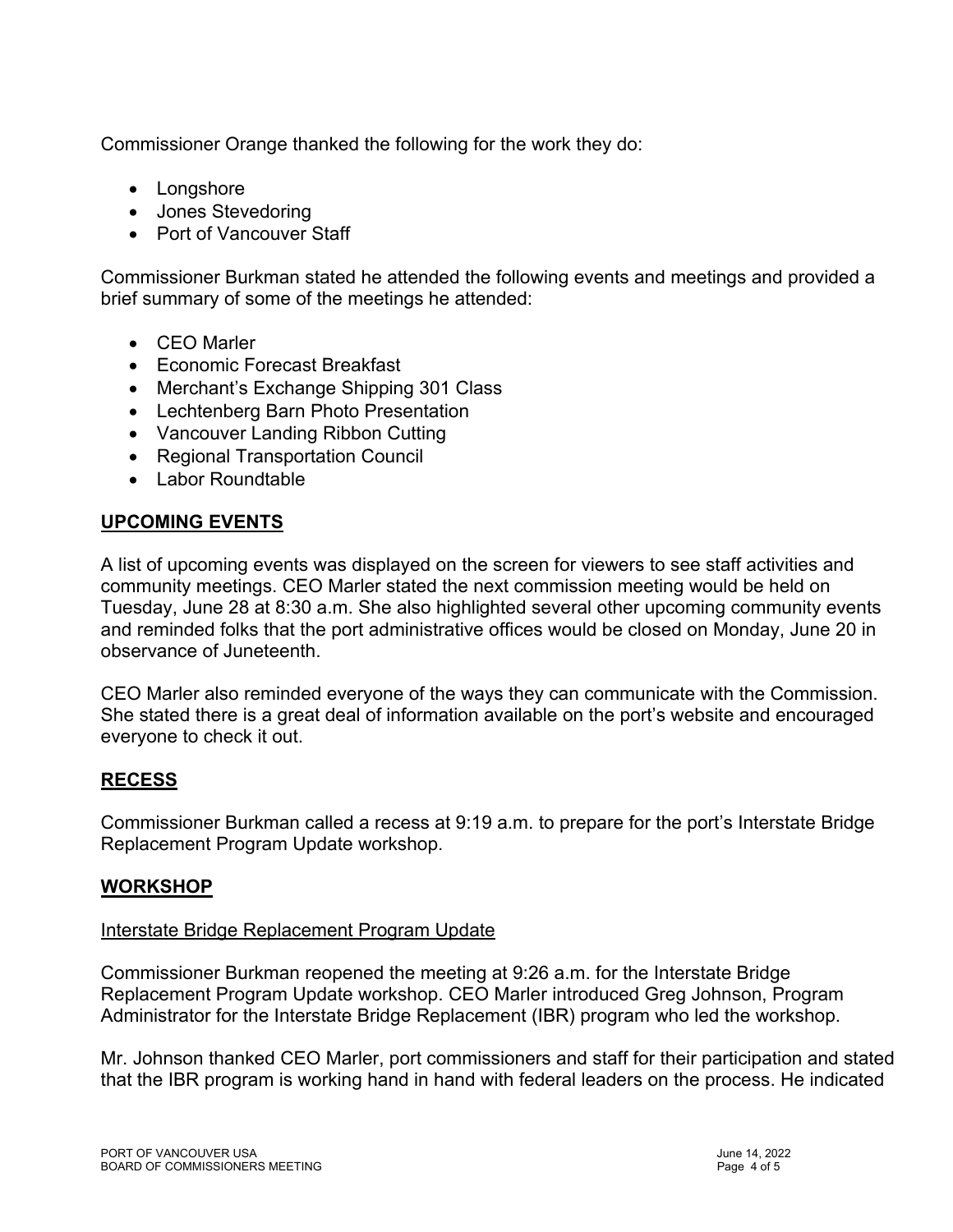Commissioner Orange thanked the following for the work they do:

- Longshore
- Jones Stevedoring
- Port of Vancouver Staff

Commissioner Burkman stated he attended the following events and meetings and provided a brief summary of some of the meetings he attended:

- CEO Marler
- Economic Forecast Breakfast
- Merchant's Exchange Shipping 301 Class
- Lechtenberg Barn Photo Presentation
- Vancouver Landing Ribbon Cutting
- Regional Transportation Council
- Labor Roundtable

## UPCOMING EVENTS

A list of upcoming events was displayed on the screen for viewers to see staff activities and community meetings. CEO Marler stated the next commission meeting would be held on Tuesday, June 28 at 8:30 a.m. She also highlighted several other upcoming community events and reminded folks that the port administrative offices would be closed on Monday, June 20 in observance of Juneteenth.

CEO Marler also reminded everyone of the ways they can communicate with the Commission. She stated there is a great deal of information available on the port's website and encouraged everyone to check it out.

## RECESS

Commissioner Burkman called a recess at 9:19 a.m. to prepare for the port's Interstate Bridge Replacement Program Update workshop.

## WORKSHOP

Interstate Bridge Replacement Program Update

Commissioner Burkman reopened the meeting at 9:26 a.m. for the Interstate Bridge Replacement Program Update workshop. CEO Marler introduced Greg Johnson, Program Administrator for the Interstate Bridge Replacement (IBR) program who led the workshop.

Mr. Johnson thanked CEO Marler, port commissioners and staff for their participation and stated that the IBR program is working hand in hand with federal leaders on the process. He indicated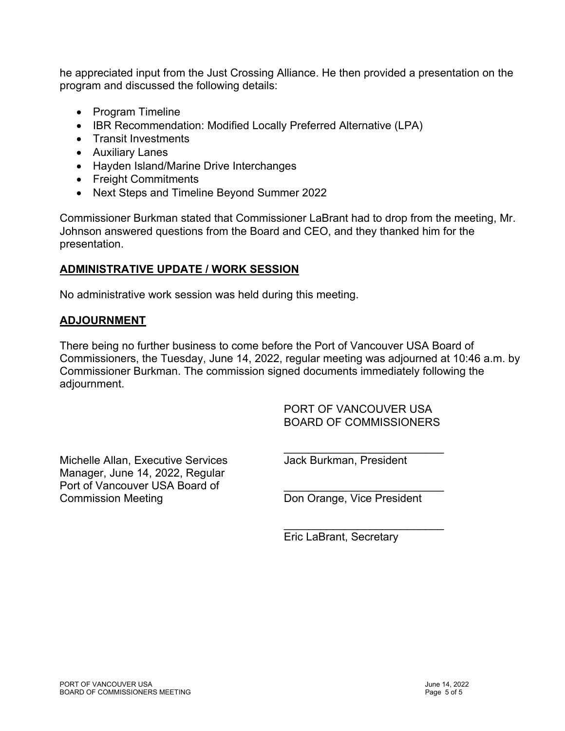he appreciated input from the Just Crossing Alliance. He then provided a presentation on the program and discussed the following details:

- Program Timeline
- IBR Recommendation: Modified Locally Preferred Alternative (LPA)
- Transit Investments
- Auxiliary Lanes
- Hayden Island/Marine Drive Interchanges
- Freight Commitments
- Next Steps and Timeline Beyond Summer 2022

Commissioner Burkman stated that Commissioner LaBrant had to drop from the meeting, Mr. Johnson answered questions from the Board and CEO, and they thanked him for the presentation.

## ADMINISTRATIVE UPDATE / WORK SESSION

No administrative work session was held during this meeting.

## ADJOURNMENT

There being no further business to come before the Port of Vancouver USA Board of Commissioners, the Tuesday, June 14, 2022, regular meeting was adjourned at 10:46 a.m. by Commissioner Burkman. The commission signed documents immediately following the adjournment.

PORT OF VANCOUVER USA
BOARD OF COMMISSIONERS

Michelle Allan, Executive Services Manager, June 14, 2022, Regular Port of Vancouver USA Board of Commission Meeting

\_\_\_\_\_\_\_\_\_\_\_\_\_\_\_\_\_\_\_\_\_\_\_\_\_\_
Jack Burkman, President

\_\_\_\_\_\_\_\_\_\_\_\_\_\_\_\_\_\_\_\_\_\_\_\_\_\_
Don Orange, Vice President

\_\_\_\_\_\_\_\_\_\_\_\_\_\_\_\_\_\_\_\_\_\_\_\_\_\_
Eric LaBrant, Secretary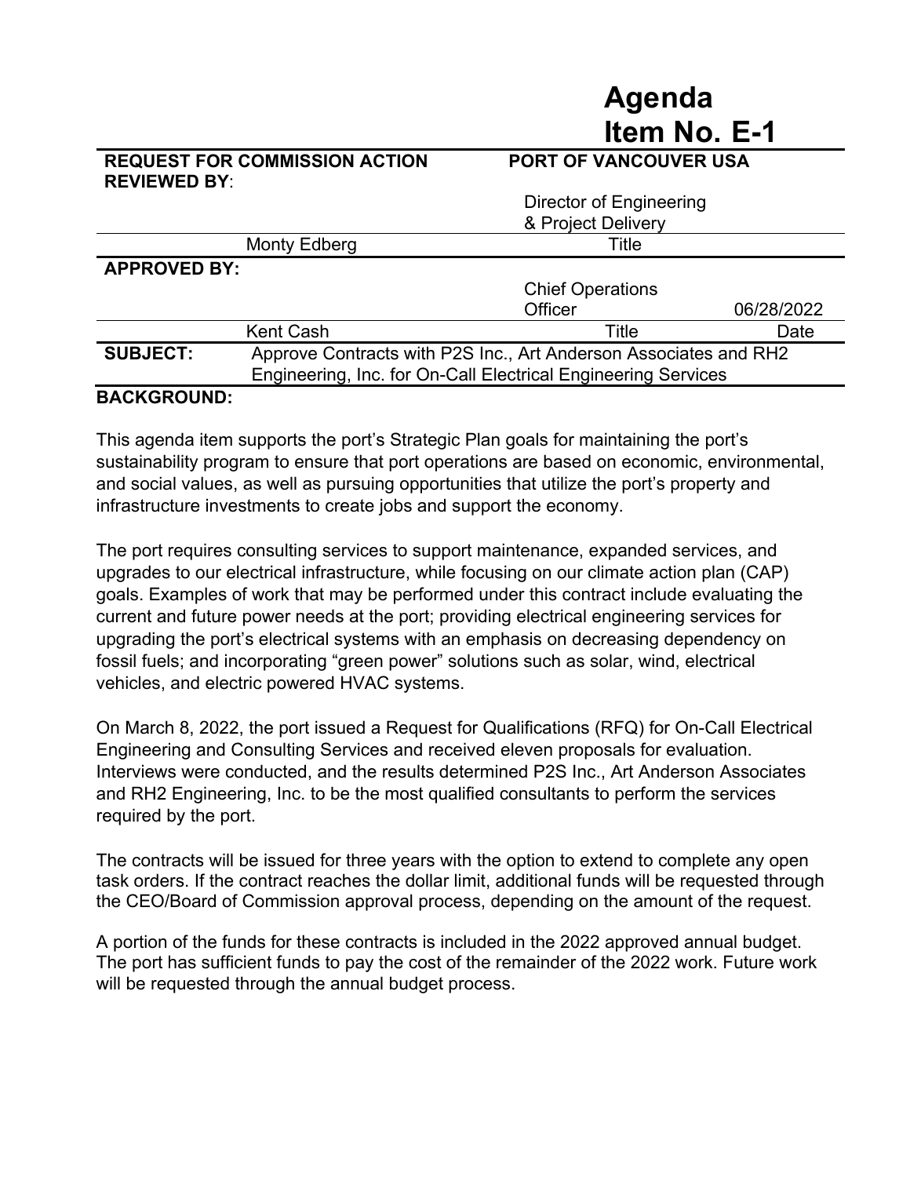# Agenda Item No. E-1

| **REQUEST FOR COMMISSION ACTION** | **PORT OF VANCOUVER USA** | |
|---|---|---|
| **REVIEWED BY**: | | |
| | Director of Engineering & Project Delivery | |
| Monty Edberg | Title | |
| **APPROVED BY:** | | |
| | Chief Operations Officer | 06/28/2022 |
| Kent Cash | Title | Date |

**SUBJECT:** Approve Contracts with P2S Inc., Art Anderson Associates and RH2 Engineering, Inc. for On-Call Electrical Engineering Services

**BACKGROUND:**

This agenda item supports the port's Strategic Plan goals for maintaining the port's sustainability program to ensure that port operations are based on economic, environmental, and social values, as well as pursuing opportunities that utilize the port's property and infrastructure investments to create jobs and support the economy.

The port requires consulting services to support maintenance, expanded services, and upgrades to our electrical infrastructure, while focusing on our climate action plan (CAP) goals. Examples of work that may be performed under this contract include evaluating the current and future power needs at the port; providing electrical engineering services for upgrading the port's electrical systems with an emphasis on decreasing dependency on fossil fuels; and incorporating "green power" solutions such as solar, wind, electrical vehicles, and electric powered HVAC systems.

On March 8, 2022, the port issued a Request for Qualifications (RFQ) for On-Call Electrical Engineering and Consulting Services and received eleven proposals for evaluation. Interviews were conducted, and the results determined P2S Inc., Art Anderson Associates and RH2 Engineering, Inc. to be the most qualified consultants to perform the services required by the port.

The contracts will be issued for three years with the option to extend to complete any open task orders. If the contract reaches the dollar limit, additional funds will be requested through the CEO/Board of Commission approval process, depending on the amount of the request.

A portion of the funds for these contracts is included in the 2022 approved annual budget. The port has sufficient funds to pay the cost of the remainder of the 2022 work. Future work will be requested through the annual budget process.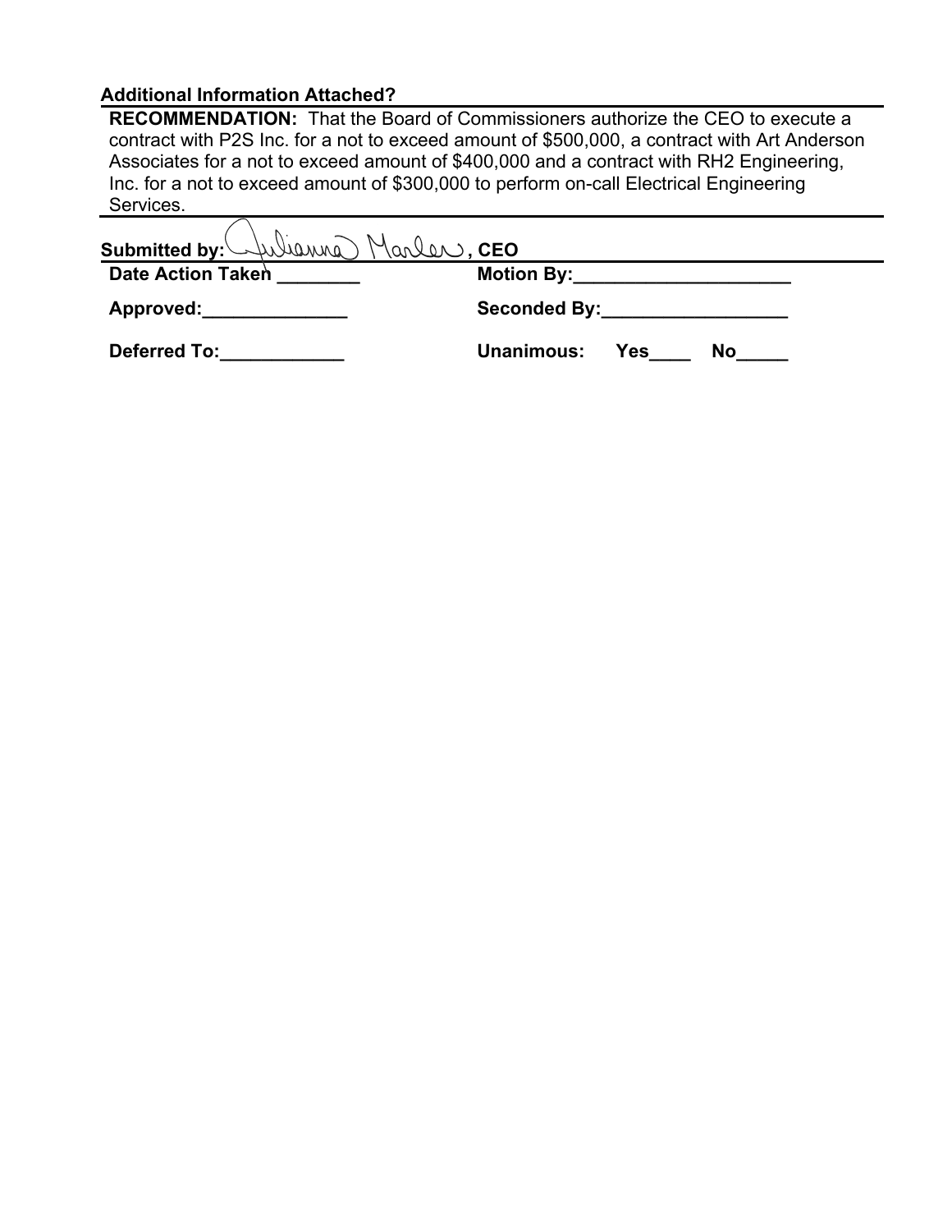**Additional Information Attached?**

**RECOMMENDATION:** That the Board of Commissioners authorize the CEO to execute a contract with P2S Inc. for a not to exceed amount of $500,000, a contract with Art Anderson Associates for a not to exceed amount of $400,000 and a contract with RH2 Engineering, Inc. for a not to exceed amount of $300,000 to perform on-call Electrical Engineering Services.

**Submitted by:** Julianna Marler, **CEO**

| | |
|---|---|
| **Date Action Taken** ________ | **Motion By:**_____________________ |
| **Approved:**______________ | **Seconded By:**__________________ |
| **Deferred To:**____________ | **Unanimous:** **Yes**____ **No**_____ |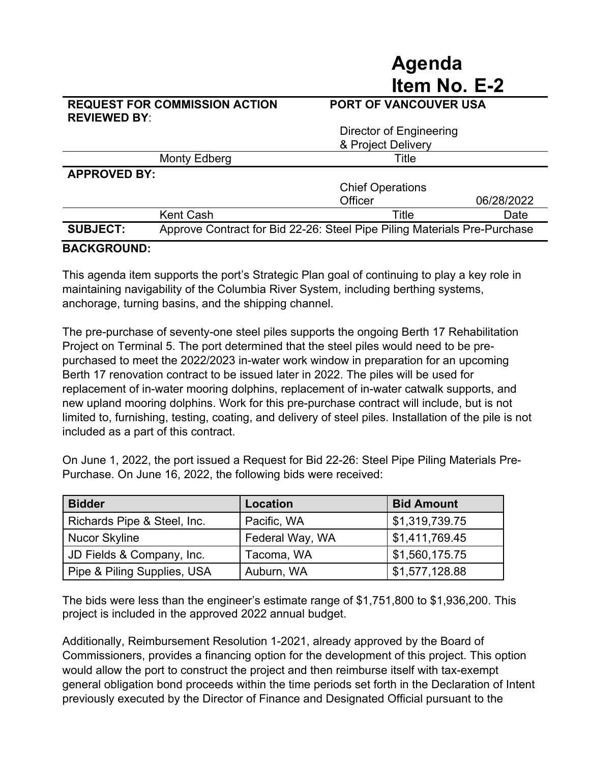# Agenda Item No. E-2

| REQUEST FOR COMMISSION ACTION | | PORT OF VANCOUVER USA | |
|---|---|---|---|
| **REVIEWED BY**: | | | |
| | | Director of Engineering & Project Delivery | |
| | Monty Edberg | Title | |
| **APPROVED BY:** | | | |
| | | Chief Operations Officer | 06/28/2022 |
| | Kent Cash | Title | Date |
| **SUBJECT:** | Approve Contract for Bid 22-26: Steel Pipe Piling Materials Pre-Purchase | | |

**BACKGROUND:**

This agenda item supports the port's Strategic Plan goal of continuing to play a key role in maintaining navigability of the Columbia River System, including berthing systems, anchorage, turning basins, and the shipping channel.

The pre-purchase of seventy-one steel piles supports the ongoing Berth 17 Rehabilitation Project on Terminal 5. The port determined that the steel piles would need to be pre-purchased to meet the 2022/2023 in-water work window in preparation for an upcoming Berth 17 renovation contract to be issued later in 2022. The piles will be used for replacement of in-water mooring dolphins, replacement of in-water catwalk supports, and new upland mooring dolphins. Work for this pre-purchase contract will include, but is not limited to, furnishing, testing, coating, and delivery of steel piles. Installation of the pile is not included as a part of this contract.

On June 1, 2022, the port issued a Request for Bid 22-26: Steel Pipe Piling Materials Pre-Purchase. On June 16, 2022, the following bids were received:

| Bidder | Location | Bid Amount |
|---|---|---|
| Richards Pipe & Steel, Inc. | Pacific, WA | $1,319,739.75 |
| Nucor Skyline | Federal Way, WA | $1,411,769.45 |
| JD Fields & Company, Inc. | Tacoma, WA | $1,560,175.75 |
| Pipe & Piling Supplies, USA | Auburn, WA | $1,577,128.88 |

The bids were less than the engineer's estimate range of $1,751,800 to $1,936,200. This project is included in the approved 2022 annual budget.

Additionally, Reimbursement Resolution 1-2021, already approved by the Board of Commissioners, provides a financing option for the development of this project. This option would allow the port to construct the project and then reimburse itself with tax-exempt general obligation bond proceeds within the time periods set forth in the Declaration of Intent previously executed by the Director of Finance and Designated Official pursuant to the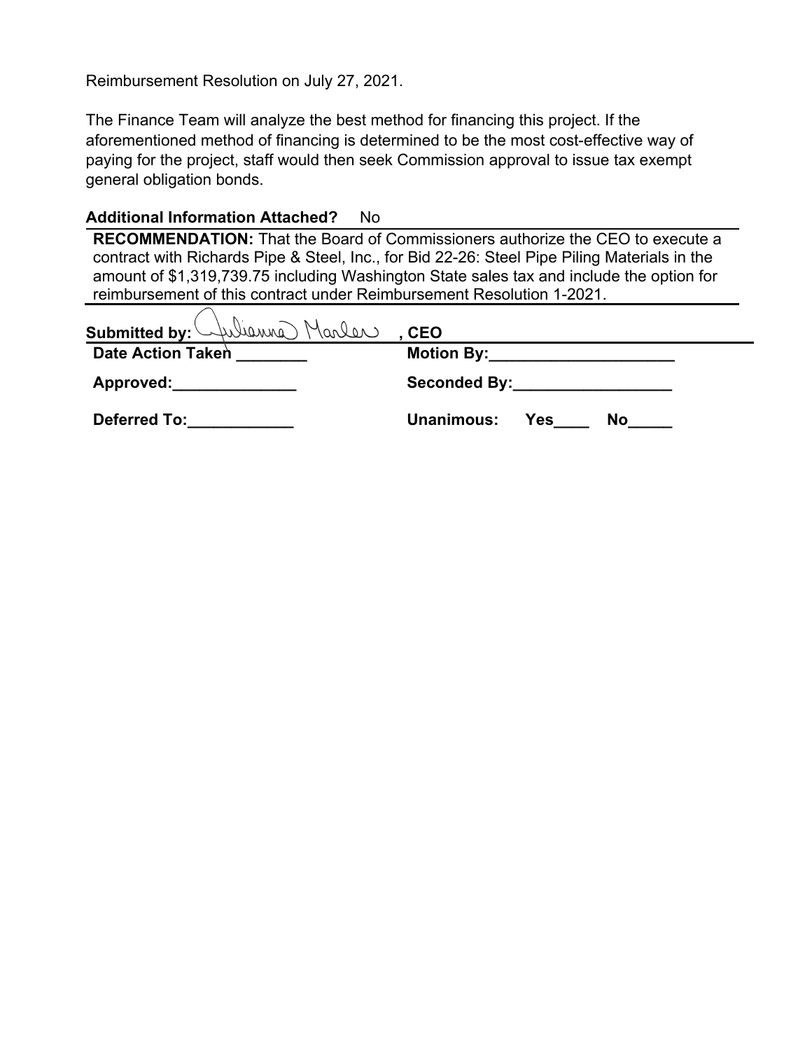Reimbursement Resolution on July 27, 2021.

The Finance Team will analyze the best method for financing this project. If the aforementioned method of financing is determined to be the most cost-effective way of paying for the project, staff would then seek Commission approval to issue tax exempt general obligation bonds.

**Additional Information Attached?** No

**RECOMMENDATION:** That the Board of Commissioners authorize the CEO to execute a contract with Richards Pipe & Steel, Inc., for Bid 22-26: Steel Pipe Piling Materials in the amount of $1,319,739.75 including Washington State sales tax and include the option for reimbursement of this contract under Reimbursement Resolution 1-2021.

**Submitted by:** Julianna Marler **, CEO**

| | |
|---|---|
| **Date Action Taken** ________ | **Motion By:**____________________ |
| **Approved:**______________ | **Seconded By:**__________________ |
| **Deferred To:**____________ | **Unanimous: Yes**____ **No**_____ |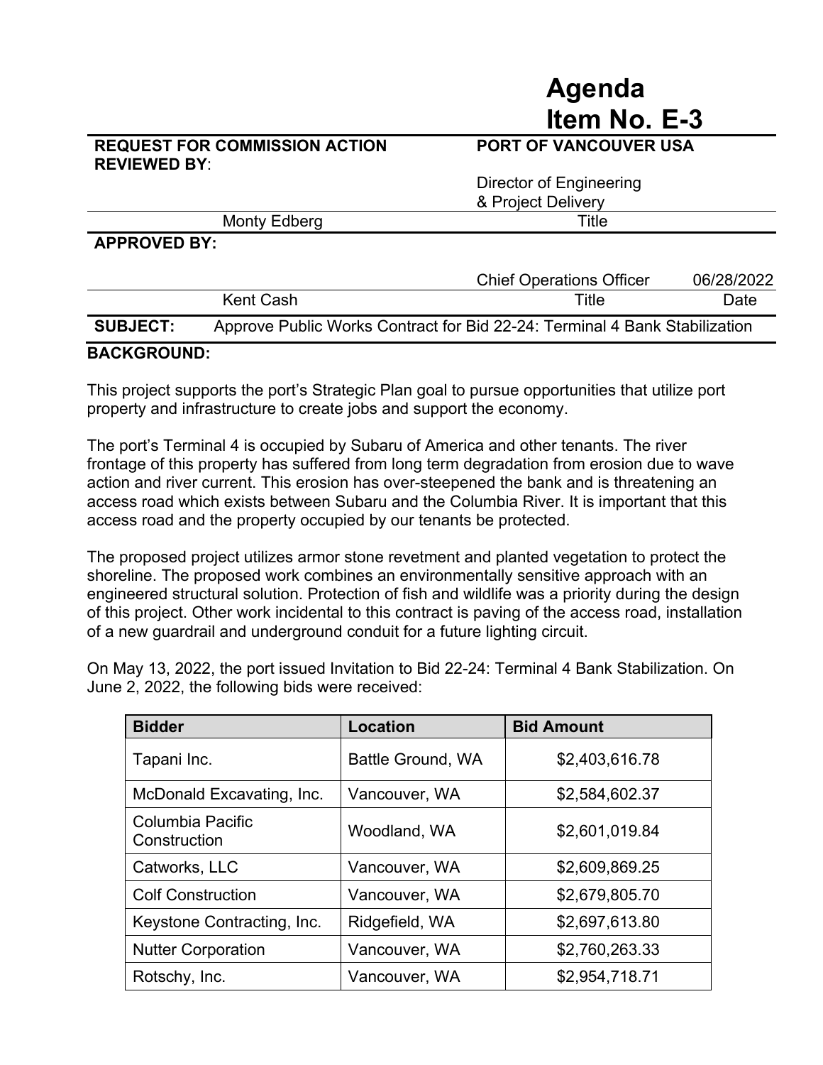# Agenda Item No. E-3

| REQUEST FOR COMMISSION ACTION | PORT OF VANCOUVER USA | |
|---|---|---|
| **REVIEWED BY**: | Director of Engineering & Project Delivery | |
| Monty Edberg | Title | |
| **APPROVED BY:** | Chief Operations Officer | 06/28/2022 |
| Kent Cash | Title | Date |

**SUBJECT:** Approve Public Works Contract for Bid 22-24: Terminal 4 Bank Stabilization

**BACKGROUND:**

This project supports the port's Strategic Plan goal to pursue opportunities that utilize port property and infrastructure to create jobs and support the economy.

The port's Terminal 4 is occupied by Subaru of America and other tenants. The river frontage of this property has suffered from long term degradation from erosion due to wave action and river current. This erosion has over-steepened the bank and is threatening an access road which exists between Subaru and the Columbia River. It is important that this access road and the property occupied by our tenants be protected.

The proposed project utilizes armor stone revetment and planted vegetation to protect the shoreline. The proposed work combines an environmentally sensitive approach with an engineered structural solution. Protection of fish and wildlife was a priority during the design of this project. Other work incidental to this contract is paving of the access road, installation of a new guardrail and underground conduit for a future lighting circuit.

On May 13, 2022, the port issued Invitation to Bid 22-24: Terminal 4 Bank Stabilization. On June 2, 2022, the following bids were received:

| Bidder | Location | Bid Amount |
|---|---|---|
| Tapani Inc. | Battle Ground, WA | $2,403,616.78 |
| McDonald Excavating, Inc. | Vancouver, WA | $2,584,602.37 |
| Columbia Pacific Construction | Woodland, WA | $2,601,019.84 |
| Catworks, LLC | Vancouver, WA | $2,609,869.25 |
| Colf Construction | Vancouver, WA | $2,679,805.70 |
| Keystone Contracting, Inc. | Ridgefield, WA | $2,697,613.80 |
| Nutter Corporation | Vancouver, WA | $2,760,263.33 |
| Rotschy, Inc. | Vancouver, WA | $2,954,718.71 |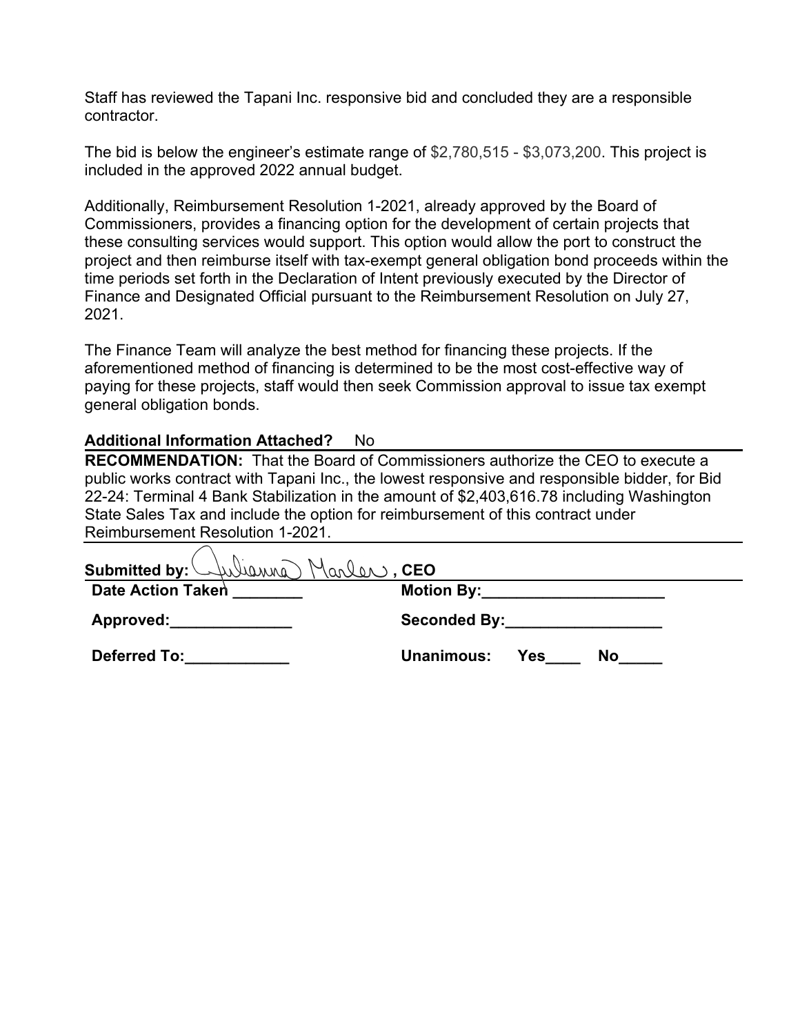Staff has reviewed the Tapani Inc. responsive bid and concluded they are a responsible contractor.

The bid is below the engineer's estimate range of $2,780,515 - $3,073,200. This project is included in the approved 2022 annual budget.

Additionally, Reimbursement Resolution 1-2021, already approved by the Board of Commissioners, provides a financing option for the development of certain projects that these consulting services would support. This option would allow the port to construct the project and then reimburse itself with tax-exempt general obligation bond proceeds within the time periods set forth in the Declaration of Intent previously executed by the Director of Finance and Designated Official pursuant to the Reimbursement Resolution on July 27, 2021.

The Finance Team will analyze the best method for financing these projects. If the aforementioned method of financing is determined to be the most cost-effective way of paying for these projects, staff would then seek Commission approval to issue tax exempt general obligation bonds.

**Additional Information Attached?** No

**RECOMMENDATION:** That the Board of Commissioners authorize the CEO to execute a public works contract with Tapani Inc., the lowest responsive and responsible bidder, for Bid 22-24: Terminal 4 Bank Stabilization in the amount of $2,403,616.78 including Washington State Sales Tax and include the option for reimbursement of this contract under Reimbursement Resolution 1-2021.

**Submitted by:** Julianna Marler **, CEO**

| | |
|---|---|
| **Date Action Taken** ________ | **Motion By:**____________________ |
| **Approved:**______________ | **Seconded By:**__________________ |
| **Deferred To:**____________ | **Unanimous: Yes**____ **No**_____ |